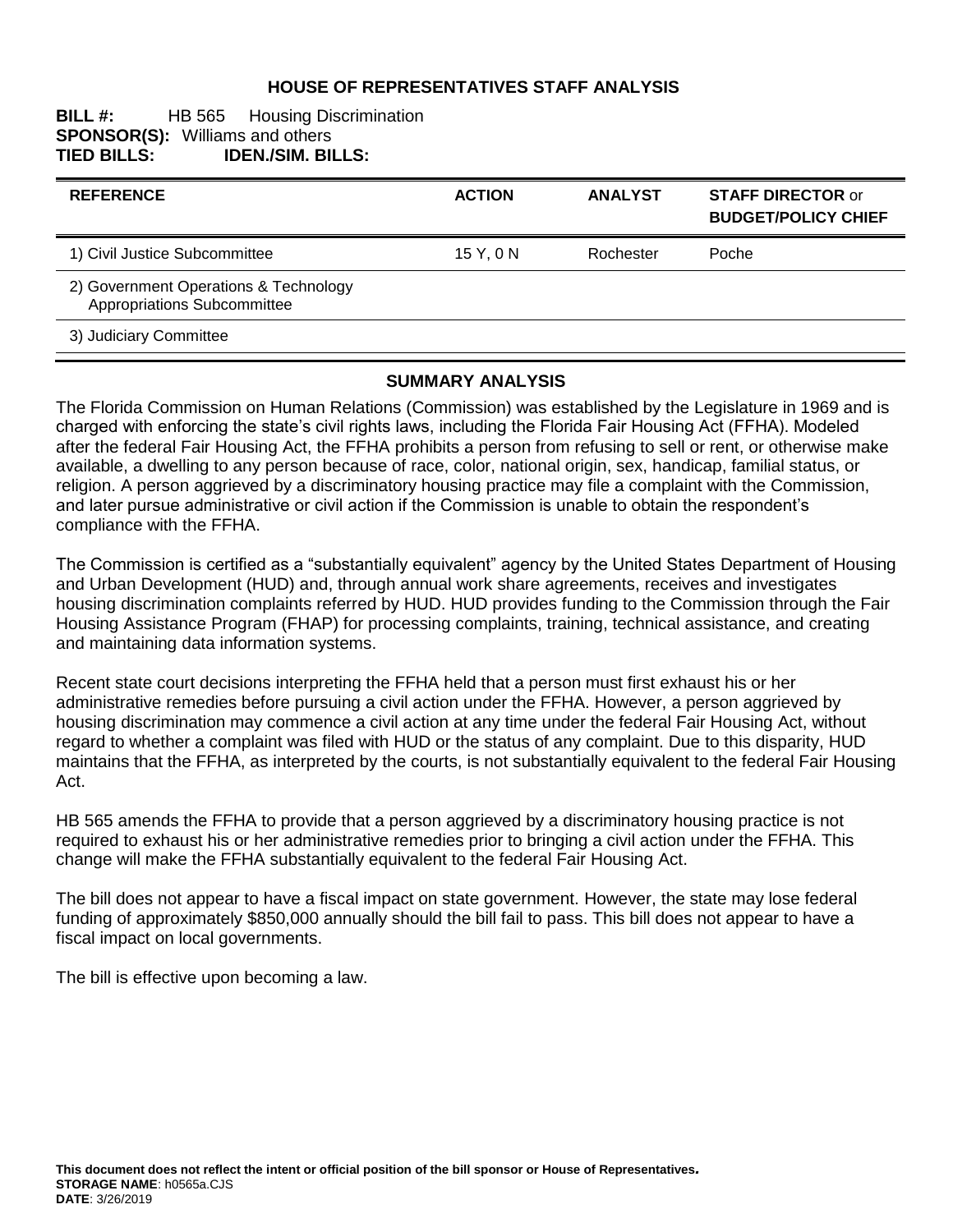# HOUSE OF REPRESENTATIVES STAFF ANALYSIS

**BILL #:** HB 565 Housing Discrimination
**SPONSOR(S):** Williams and others
**TIED BILLS:** **IDEN./SIM. BILLS:**

| REFERENCE | ACTION | ANALYST | STAFF DIRECTOR or BUDGET/POLICY CHIEF |
|---|---|---|---|
| 1) Civil Justice Subcommittee | 15 Y, 0 N | Rochester | Poche |
| 2) Government Operations & Technology Appropriations Subcommittee | | | |
| 3) Judiciary Committee | | | |

## SUMMARY ANALYSIS

The Florida Commission on Human Relations (Commission) was established by the Legislature in 1969 and is charged with enforcing the state's civil rights laws, including the Florida Fair Housing Act (FFHA). Modeled after the federal Fair Housing Act, the FFHA prohibits a person from refusing to sell or rent, or otherwise make available, a dwelling to any person because of race, color, national origin, sex, handicap, familial status, or religion. A person aggrieved by a discriminatory housing practice may file a complaint with the Commission, and later pursue administrative or civil action if the Commission is unable to obtain the respondent's compliance with the FFHA.

The Commission is certified as a "substantially equivalent" agency by the United States Department of Housing and Urban Development (HUD) and, through annual work share agreements, receives and investigates housing discrimination complaints referred by HUD. HUD provides funding to the Commission through the Fair Housing Assistance Program (FHAP) for processing complaints, training, technical assistance, and creating and maintaining data information systems.

Recent state court decisions interpreting the FFHA held that a person must first exhaust his or her administrative remedies before pursuing a civil action under the FFHA. However, a person aggrieved by housing discrimination may commence a civil action at any time under the federal Fair Housing Act, without regard to whether a complaint was filed with HUD or the status of any complaint. Due to this disparity, HUD maintains that the FFHA, as interpreted by the courts, is not substantially equivalent to the federal Fair Housing Act.

HB 565 amends the FFHA to provide that a person aggrieved by a discriminatory housing practice is not required to exhaust his or her administrative remedies prior to bringing a civil action under the FFHA. This change will make the FFHA substantially equivalent to the federal Fair Housing Act.

The bill does not appear to have a fiscal impact on state government. However, the state may lose federal funding of approximately $850,000 annually should the bill fail to pass. This bill does not appear to have a fiscal impact on local governments.

The bill is effective upon becoming a law.

**This document does not reflect the intent or official position of the bill sponsor or House of Representatives.**
**STORAGE NAME**: h0565a.CJS
**DATE**: 3/26/2019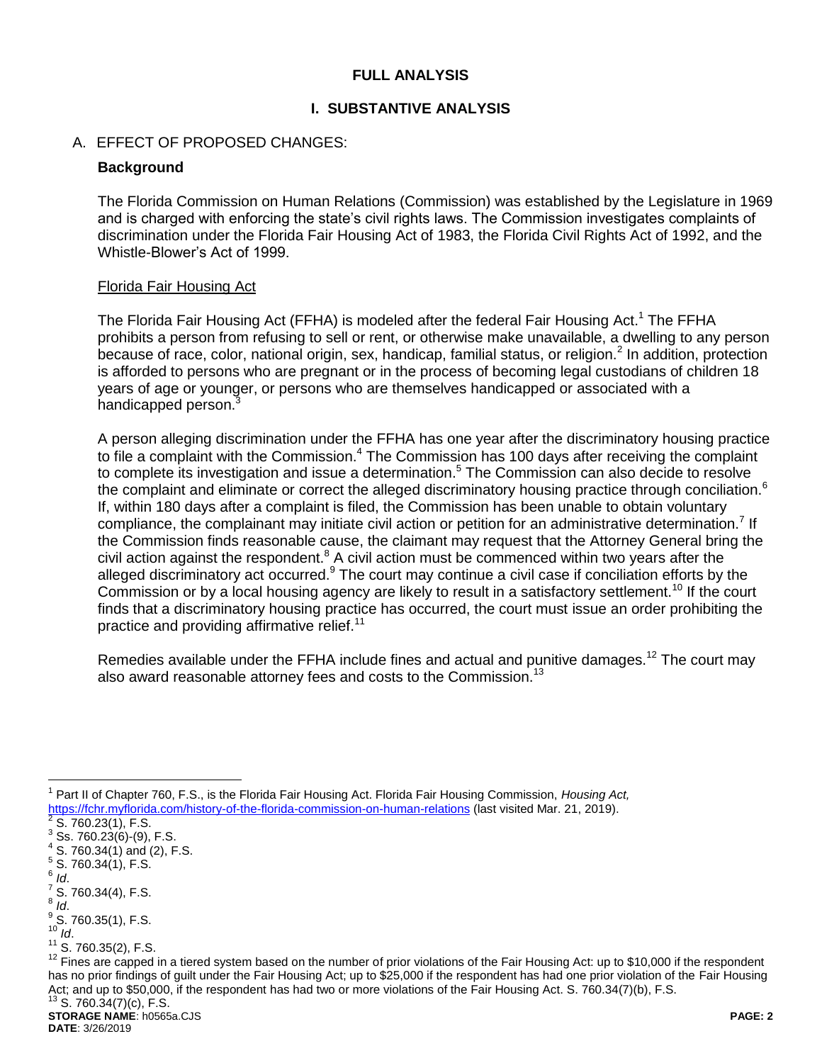## FULL ANALYSIS

## I. SUBSTANTIVE ANALYSIS

A. EFFECT OF PROPOSED CHANGES:

**Background**

The Florida Commission on Human Relations (Commission) was established by the Legislature in 1969 and is charged with enforcing the state's civil rights laws. The Commission investigates complaints of discrimination under the Florida Fair Housing Act of 1983, the Florida Civil Rights Act of 1992, and the Whistle-Blower's Act of 1999.

Florida Fair Housing Act

The Florida Fair Housing Act (FFHA) is modeled after the federal Fair Housing Act.[1] The FFHA prohibits a person from refusing to sell or rent, or otherwise make unavailable, a dwelling to any person because of race, color, national origin, sex, handicap, familial status, or religion.[2] In addition, protection is afforded to persons who are pregnant or in the process of becoming legal custodians of children 18 years of age or younger, or persons who are themselves handicapped or associated with a handicapped person.[3]

A person alleging discrimination under the FFHA has one year after the discriminatory housing practice to file a complaint with the Commission.[4] The Commission has 100 days after receiving the complaint to complete its investigation and issue a determination.[5] The Commission can also decide to resolve the complaint and eliminate or correct the alleged discriminatory housing practice through conciliation.[6] If, within 180 days after a complaint is filed, the Commission has been unable to obtain voluntary compliance, the complainant may initiate civil action or petition for an administrative determination.[7] If the Commission finds reasonable cause, the claimant may request that the Attorney General bring the civil action against the respondent.[8] A civil action must be commenced within two years after the alleged discriminatory act occurred.[9] The court may continue a civil case if conciliation efforts by the Commission or by a local housing agency are likely to result in a satisfactory settlement.[10] If the court finds that a discriminatory housing practice has occurred, the court must issue an order prohibiting the practice and providing affirmative relief.[11]

Remedies available under the FFHA include fines and actual and punitive damages.[12] The court may also award reasonable attorney fees and costs to the Commission.[13]

---

[1] Part II of Chapter 760, F.S., is the Florida Fair Housing Act. Florida Fair Housing Commission, *Housing Act,* https://fchr.myflorida.com/history-of-the-florida-commission-on-human-relations (last visited Mar. 21, 2019).

[2] S. 760.23(1), F.S.

[3] Ss. 760.23(6)-(9), F.S.

[4] S. 760.34(1) and (2), F.S.

[5] S. 760.34(1), F.S.

[6] *Id*.

[7] S. 760.34(4), F.S.

[8] *Id*.

[9] S. 760.35(1), F.S.

[10] *Id*.

[11] S. 760.35(2), F.S.

[12] Fines are capped in a tiered system based on the number of prior violations of the Fair Housing Act: up to $10,000 if the respondent has no prior findings of guilt under the Fair Housing Act; up to $25,000 if the respondent has had one prior violation of the Fair Housing Act; and up to $50,000, if the respondent has had two or more violations of the Fair Housing Act. S. 760.34(7)(b), F.S.

[13] S. 760.34(7)(c), F.S.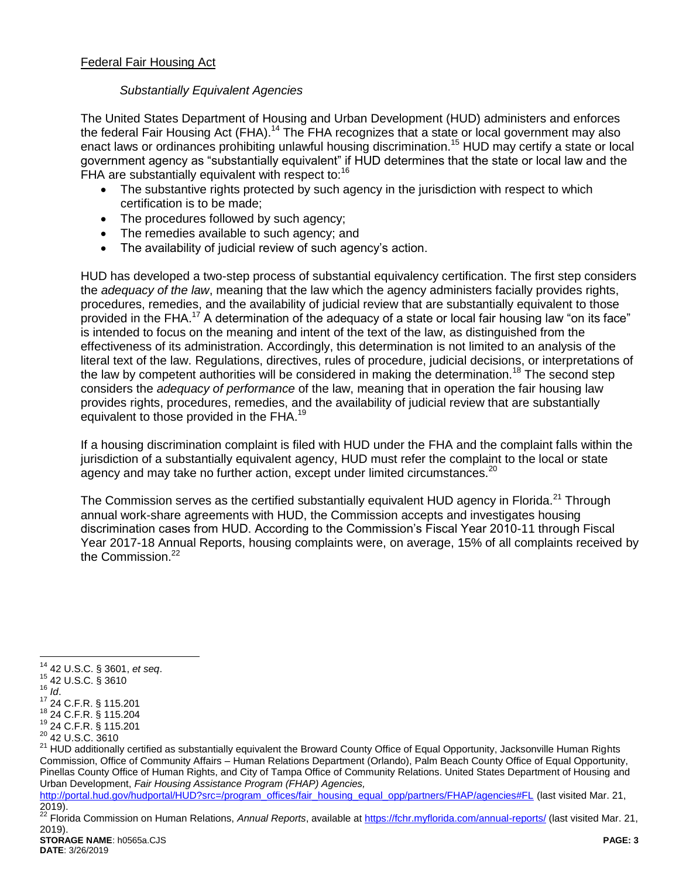## Federal Fair Housing Act

### *Substantially Equivalent Agencies*

The United States Department of Housing and Urban Development (HUD) administers and enforces the federal Fair Housing Act (FHA).[14] The FHA recognizes that a state or local government may also enact laws or ordinances prohibiting unlawful housing discrimination.[15] HUD may certify a state or local government agency as "substantially equivalent" if HUD determines that the state or local law and the FHA are substantially equivalent with respect to:[16]

- The substantive rights protected by such agency in the jurisdiction with respect to which certification is to be made;
- The procedures followed by such agency;
- The remedies available to such agency; and
- The availability of judicial review of such agency's action.

HUD has developed a two-step process of substantial equivalency certification. The first step considers the *adequacy of the law*, meaning that the law which the agency administers facially provides rights, procedures, remedies, and the availability of judicial review that are substantially equivalent to those provided in the FHA.[17] A determination of the adequacy of a state or local fair housing law "on its face" is intended to focus on the meaning and intent of the text of the law, as distinguished from the effectiveness of its administration. Accordingly, this determination is not limited to an analysis of the literal text of the law. Regulations, directives, rules of procedure, judicial decisions, or interpretations of the law by competent authorities will be considered in making the determination.[18] The second step considers the *adequacy of performance* of the law, meaning that in operation the fair housing law provides rights, procedures, remedies, and the availability of judicial review that are substantially equivalent to those provided in the FHA.[19]

If a housing discrimination complaint is filed with HUD under the FHA and the complaint falls within the jurisdiction of a substantially equivalent agency, HUD must refer the complaint to the local or state agency and may take no further action, except under limited circumstances.[20]

The Commission serves as the certified substantially equivalent HUD agency in Florida.[21] Through annual work-share agreements with HUD, the Commission accepts and investigates housing discrimination cases from HUD. According to the Commission's Fiscal Year 2010-11 through Fiscal Year 2017-18 Annual Reports, housing complaints were, on average, 15% of all complaints received by the Commission.[22]

---

[14] 42 U.S.C. § 3601, *et seq*.

[15] 42 U.S.C. § 3610

[16] *Id*.

[17] 24 C.F.R. § 115.201

[18] 24 C.F.R. § 115.204

[19] 24 C.F.R. § 115.201

[20] 42 U.S.C. 3610

[21] HUD additionally certified as substantially equivalent the Broward County Office of Equal Opportunity, Jacksonville Human Rights Commission, Office of Community Affairs – Human Relations Department (Orlando), Palm Beach County Office of Equal Opportunity, Pinellas County Office of Human Rights, and City of Tampa Office of Community Relations. United States Department of Housing and Urban Development, *Fair Housing Assistance Program (FHAP) Agencies,* http://portal.hud.gov/hudportal/HUD?src=/program_offices/fair_housing_equal_opp/partners/FHAP/agencies#FL (last visited Mar. 21, 2019).

[22] Florida Commission on Human Relations, *Annual Reports*, available at https://fchr.myflorida.com/annual-reports/ (last visited Mar. 21, 2019).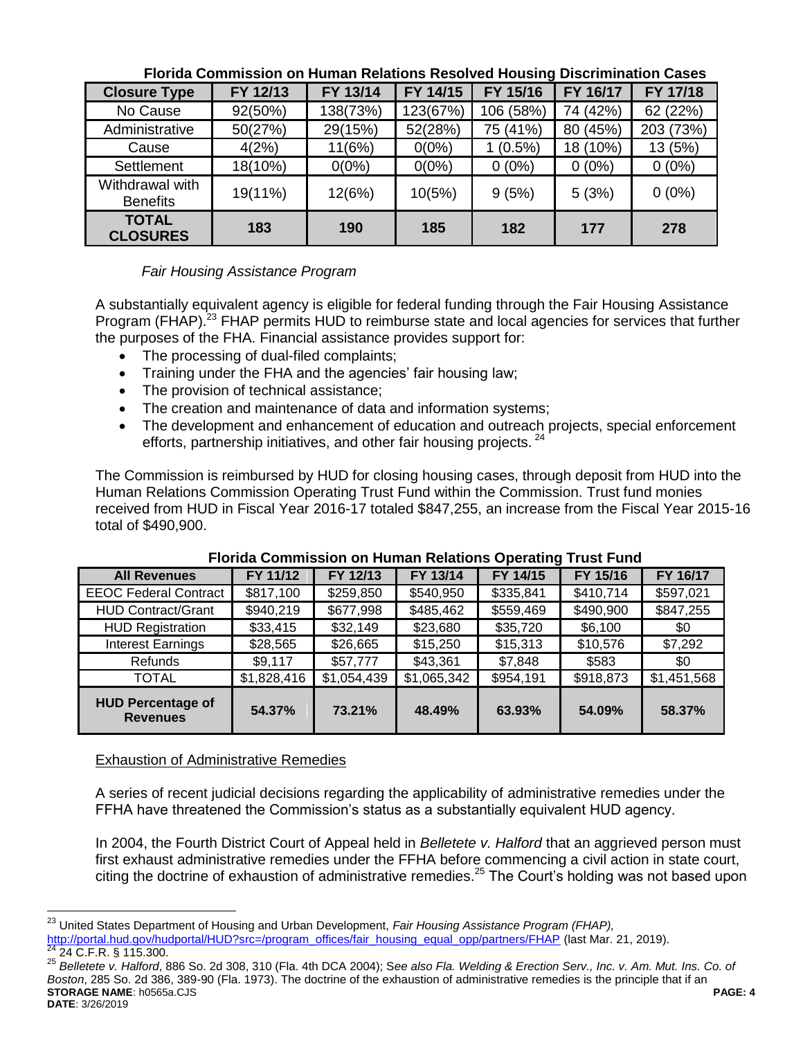**Florida Commission on Human Relations Resolved Housing Discrimination Cases**

| Closure Type | FY 12/13 | FY 13/14 | FY 14/15 | FY 15/16 | FY 16/17 | FY 17/18 |
|---|---|---|---|---|---|---|
| No Cause | 92(50%) | 138(73%) | 123(67%) | 106 (58%) | 74 (42%) | 62 (22%) |
| Administrative | 50(27%) | 29(15%) | 52(28%) | 75 (41%) | 80 (45%) | 203 (73%) |
| Cause | 4(2%) | 11(6%) | 0(0%) | 1 (0.5%) | 18 (10%) | 13 (5%) |
| Settlement | 18(10%) | 0(0%) | 0(0%) | 0 (0%) | 0 (0%) | 0 (0%) |
| Withdrawal with Benefits | 19(11%) | 12(6%) | 10(5%) | 9 (5%) | 5 (3%) | 0 (0%) |
| **TOTAL CLOSURES** | **183** | **190** | **185** | **182** | **177** | **278** |

*Fair Housing Assistance Program*

A substantially equivalent agency is eligible for federal funding through the Fair Housing Assistance Program (FHAP).[23] FHAP permits HUD to reimburse state and local agencies for services that further the purposes of the FHA. Financial assistance provides support for:

- The processing of dual-filed complaints;
- Training under the FHA and the agencies' fair housing law;
- The provision of technical assistance;
- The creation and maintenance of data and information systems;
- The development and enhancement of education and outreach projects, special enforcement efforts, partnership initiatives, and other fair housing projects.[24]

The Commission is reimbursed by HUD for closing housing cases, through deposit from HUD into the Human Relations Commission Operating Trust Fund within the Commission. Trust fund monies received from HUD in Fiscal Year 2016-17 totaled $847,255, an increase from the Fiscal Year 2015-16 total of $490,900.

**Florida Commission on Human Relations Operating Trust Fund**

| All Revenues | FY 11/12 | FY 12/13 | FY 13/14 | FY 14/15 | FY 15/16 | FY 16/17 |
|---|---|---|---|---|---|---|
| EEOC Federal Contract | $817,100 | $259,850 | $540,950 | $335,841 | $410,714 | $597,021 |
| HUD Contract/Grant | $940,219 | $677,998 | $485,462 | $559,469 | $490,900 | $847,255 |
| HUD Registration | $33,415 | $32,149 | $23,680 | $35,720 | $6,100 | $0 |
| Interest Earnings | $28,565 | $26,665 | $15,250 | $15,313 | $10,576 | $7,292 |
| Refunds | $9,117 | $57,777 | $43,361 | $7,848 | $583 | $0 |
| TOTAL | $1,828,416 | $1,054,439 | $1,065,342 | $954,191 | $918,873 | $1,451,568 |
| **HUD Percentage of Revenues** | **54.37%** | **73.21%** | **48.49%** | **63.93%** | **54.09%** | **58.37%** |

<u>Exhaustion of Administrative Remedies</u>

A series of recent judicial decisions regarding the applicability of administrative remedies under the FFHA have threatened the Commission's status as a substantially equivalent HUD agency.

In 2004, the Fourth District Court of Appeal held in *Belletete v. Halford* that an aggrieved person must first exhaust administrative remedies under the FFHA before commencing a civil action in state court, citing the doctrine of exhaustion of administrative remedies.[25] The Court's holding was not based upon

---

[23] United States Department of Housing and Urban Development, *Fair Housing Assistance Program (FHAP),* http://portal.hud.gov/hudportal/HUD?src=/program_offices/fair_housing_equal_opp/partners/FHAP (last Mar. 21, 2019).

[24] 24 C.F.R. § 115.300.

[25] *Belletete v. Halford*, 886 So. 2d 308, 310 (Fla. 4th DCA 2004); S*ee also Fla. Welding & Erection Serv., Inc. v. Am. Mut. Ins. Co. of Boston*, 285 So. 2d 386, 389-90 (Fla. 1973). The doctrine of the exhaustion of administrative remedies is the principle that if an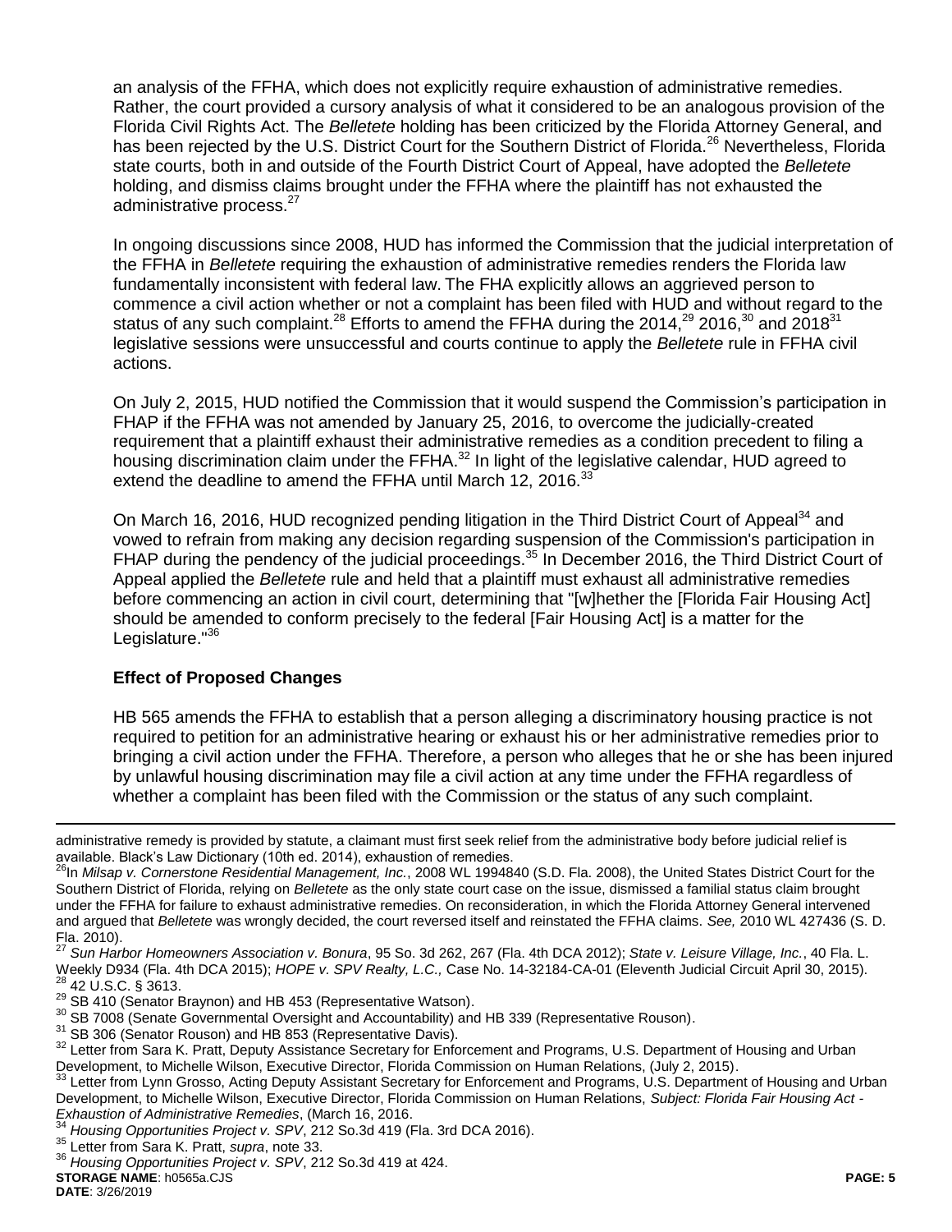an analysis of the FFHA, which does not explicitly require exhaustion of administrative remedies. Rather, the court provided a cursory analysis of what it considered to be an analogous provision of the Florida Civil Rights Act. The *Belletete* holding has been criticized by the Florida Attorney General, and has been rejected by the U.S. District Court for the Southern District of Florida.[26] Nevertheless, Florida state courts, both in and outside of the Fourth District Court of Appeal, have adopted the *Belletete* holding, and dismiss claims brought under the FFHA where the plaintiff has not exhausted the administrative process.[27]

In ongoing discussions since 2008, HUD has informed the Commission that the judicial interpretation of the FFHA in *Belletete* requiring the exhaustion of administrative remedies renders the Florida law fundamentally inconsistent with federal law. The FHA explicitly allows an aggrieved person to commence a civil action whether or not a complaint has been filed with HUD and without regard to the status of any such complaint.[28] Efforts to amend the FFHA during the 2014,[29] 2016,[30] and 2018[31] legislative sessions were unsuccessful and courts continue to apply the *Belletete* rule in FFHA civil actions.

On July 2, 2015, HUD notified the Commission that it would suspend the Commission's participation in FHAP if the FFHA was not amended by January 25, 2016, to overcome the judicially-created requirement that a plaintiff exhaust their administrative remedies as a condition precedent to filing a housing discrimination claim under the FFHA.[32] In light of the legislative calendar, HUD agreed to extend the deadline to amend the FFHA until March 12, 2016.[33]

On March 16, 2016, HUD recognized pending litigation in the Third District Court of Appeal[34] and vowed to refrain from making any decision regarding suspension of the Commission's participation in FHAP during the pendency of the judicial proceedings.[35] In December 2016, the Third District Court of Appeal applied the *Belletete* rule and held that a plaintiff must exhaust all administrative remedies before commencing an action in civil court, determining that "[w]hether the [Florida Fair Housing Act] should be amended to conform precisely to the federal [Fair Housing Act] is a matter for the Legislature."[36]

### Effect of Proposed Changes

HB 565 amends the FFHA to establish that a person alleging a discriminatory housing practice is not required to petition for an administrative hearing or exhaust his or her administrative remedies prior to bringing a civil action under the FFHA. Therefore, a person who alleges that he or she has been injured by unlawful housing discrimination may file a civil action at any time under the FFHA regardless of whether a complaint has been filed with the Commission or the status of any such complaint.

---

administrative remedy is provided by statute, a claimant must first seek relief from the administrative body before judicial relief is available. Black's Law Dictionary (10th ed. 2014), exhaustion of remedies.

[26] In *Milsap v. Cornerstone Residential Management, Inc.*, 2008 WL 1994840 (S.D. Fla. 2008), the United States District Court for the Southern District of Florida, relying on *Belletete* as the only state court case on the issue, dismissed a familial status claim brought under the FFHA for failure to exhaust administrative remedies. On reconsideration, in which the Florida Attorney General intervened and argued that *Belletete* was wrongly decided, the court reversed itself and reinstated the FFHA claims. *See,* 2010 WL 427436 (S. D. Fla. 2010).

[27] *Sun Harbor Homeowners Association v. Bonura*, 95 So. 3d 262, 267 (Fla. 4th DCA 2012); *State v. Leisure Village, Inc.*, 40 Fla. L. Weekly D934 (Fla. 4th DCA 2015); *HOPE v. SPV Realty, L.C.,* Case No. 14-32184-CA-01 (Eleventh Judicial Circuit April 30, 2015).

[28] 42 U.S.C. § 3613.

[29] SB 410 (Senator Braynon) and HB 453 (Representative Watson).

[30] SB 7008 (Senate Governmental Oversight and Accountability) and HB 339 (Representative Rouson).

[31] SB 306 (Senator Rouson) and HB 853 (Representative Davis).

[32] Letter from Sara K. Pratt, Deputy Assistance Secretary for Enforcement and Programs, U.S. Department of Housing and Urban Development, to Michelle Wilson, Executive Director, Florida Commission on Human Relations, (July 2, 2015).

[33] Letter from Lynn Grosso, Acting Deputy Assistant Secretary for Enforcement and Programs, U.S. Department of Housing and Urban Development, to Michelle Wilson, Executive Director, Florida Commission on Human Relations, *Subject: Florida Fair Housing Act - Exhaustion of Administrative Remedies*, (March 16, 2016.

[34] *Housing Opportunities Project v. SPV*, 212 So.3d 419 (Fla. 3rd DCA 2016).

[35] Letter from Sara K. Pratt, *supra*, note 33.

[36] *Housing Opportunities Project v. SPV*, 212 So.3d 419 at 424.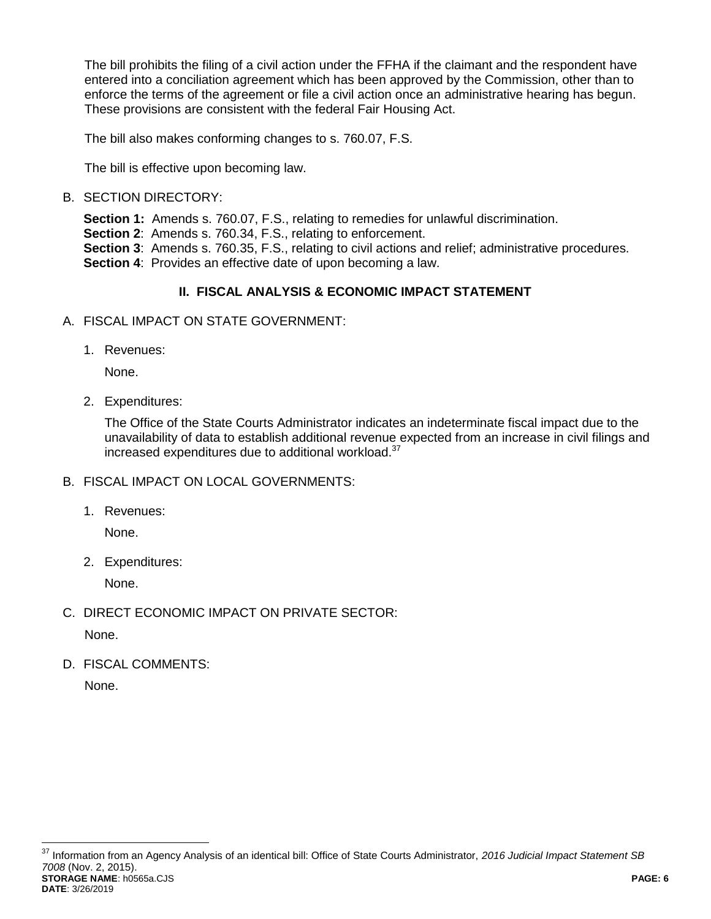The bill prohibits the filing of a civil action under the FFHA if the claimant and the respondent have entered into a conciliation agreement which has been approved by the Commission, other than to enforce the terms of the agreement or file a civil action once an administrative hearing has begun. These provisions are consistent with the federal Fair Housing Act.

The bill also makes conforming changes to s. 760.07, F.S.

The bill is effective upon becoming law.

B. SECTION DIRECTORY:

**Section 1:** Amends s. 760.07, F.S., relating to remedies for unlawful discrimination.
**Section 2**: Amends s. 760.34, F.S., relating to enforcement.
**Section 3**: Amends s. 760.35, F.S., relating to civil actions and relief; administrative procedures.
**Section 4**: Provides an effective date of upon becoming a law.

## II. FISCAL ANALYSIS & ECONOMIC IMPACT STATEMENT

A. FISCAL IMPACT ON STATE GOVERNMENT:

1. Revenues:

   None.

2. Expenditures:

   The Office of the State Courts Administrator indicates an indeterminate fiscal impact due to the unavailability of data to establish additional revenue expected from an increase in civil filings and increased expenditures due to additional workload.[37]

B. FISCAL IMPACT ON LOCAL GOVERNMENTS:

1. Revenues:

   None.

2. Expenditures:

   None.

C. DIRECT ECONOMIC IMPACT ON PRIVATE SECTOR:

None.

D. FISCAL COMMENTS:

None.

[37] Information from an Agency Analysis of an identical bill: Office of State Courts Administrator, *2016 Judicial Impact Statement SB 7008* (Nov. 2, 2015).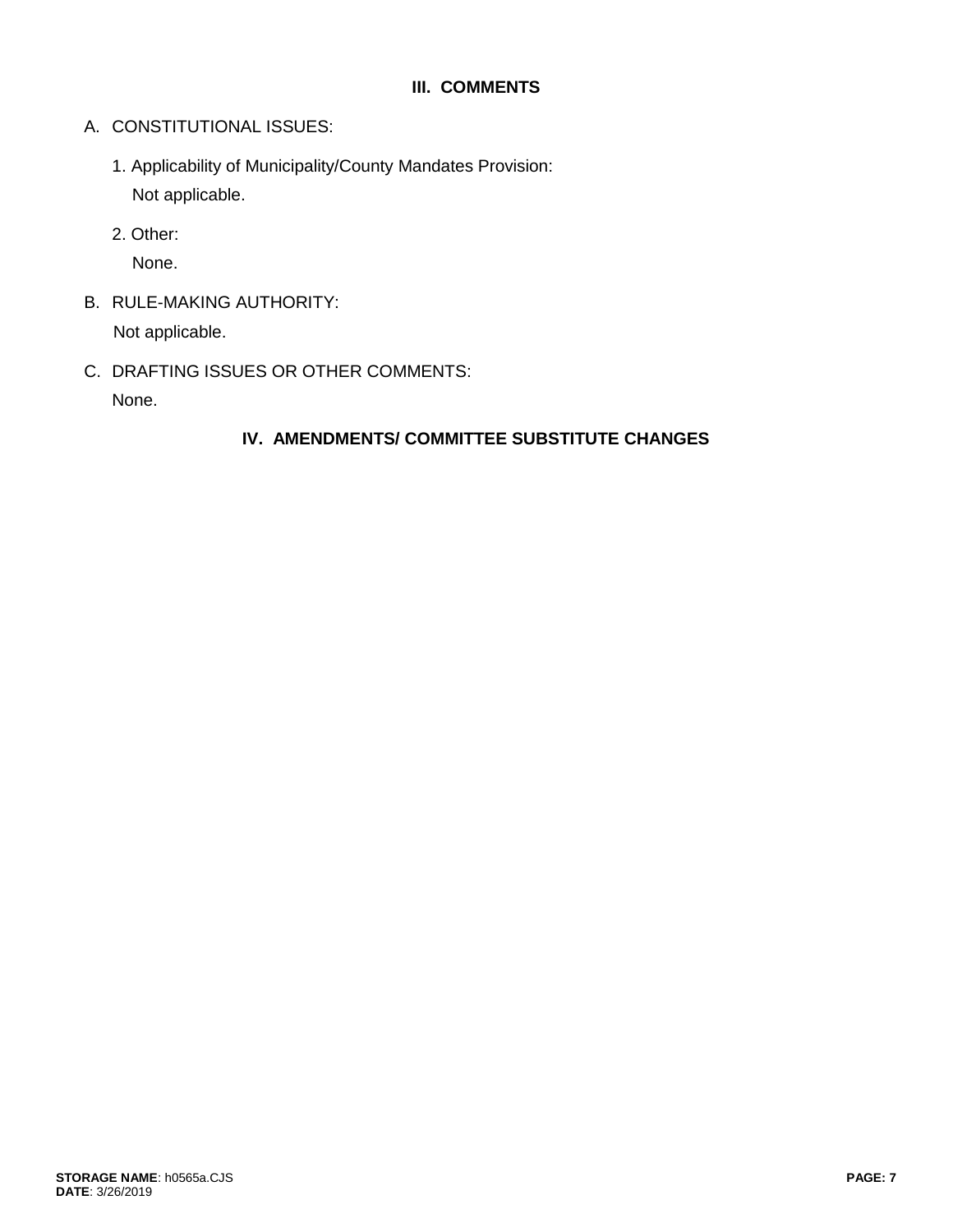## III. COMMENTS

A. CONSTITUTIONAL ISSUES:

1. Applicability of Municipality/County Mandates Provision:
   Not applicable.

2. Other:
   None.

B. RULE-MAKING AUTHORITY:

Not applicable.

C. DRAFTING ISSUES OR OTHER COMMENTS:

None.

## IV. AMENDMENTS/ COMMITTEE SUBSTITUTE CHANGES